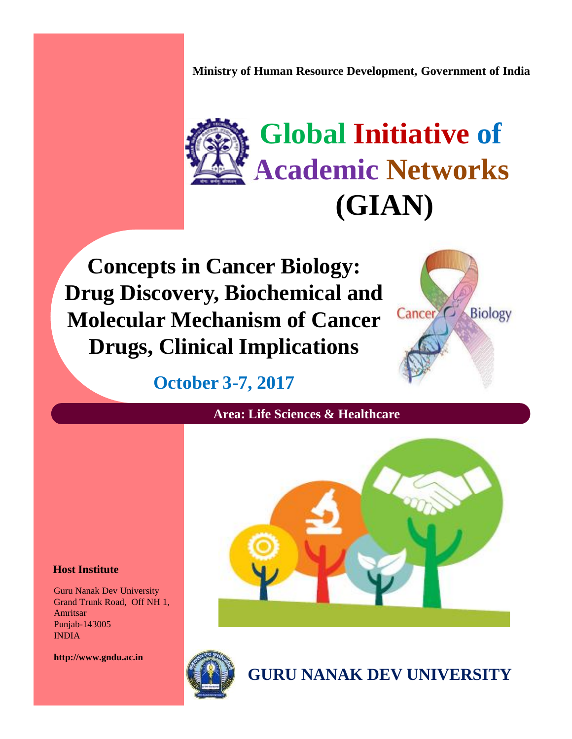Ministry of Human Resource Development, Government of India

# Global Initiative of Academic Networks (GIAN)

## Concepts in Cancer Biology: Drug Discovery, Biochemical and Molecular Mechanism of Cancer Drugs, Clinical Implications

**October 3-7, 2017**

**Area: Life Sciences & Healthcare**

**Host Institute**

Guru Nanak Dev University
Grand Trunk Road, Off NH 1,
Amritsar
Punjab-143005
INDIA

**http://www.gndu.ac.in**

**GURU NANAK DEV UNIVERSITY**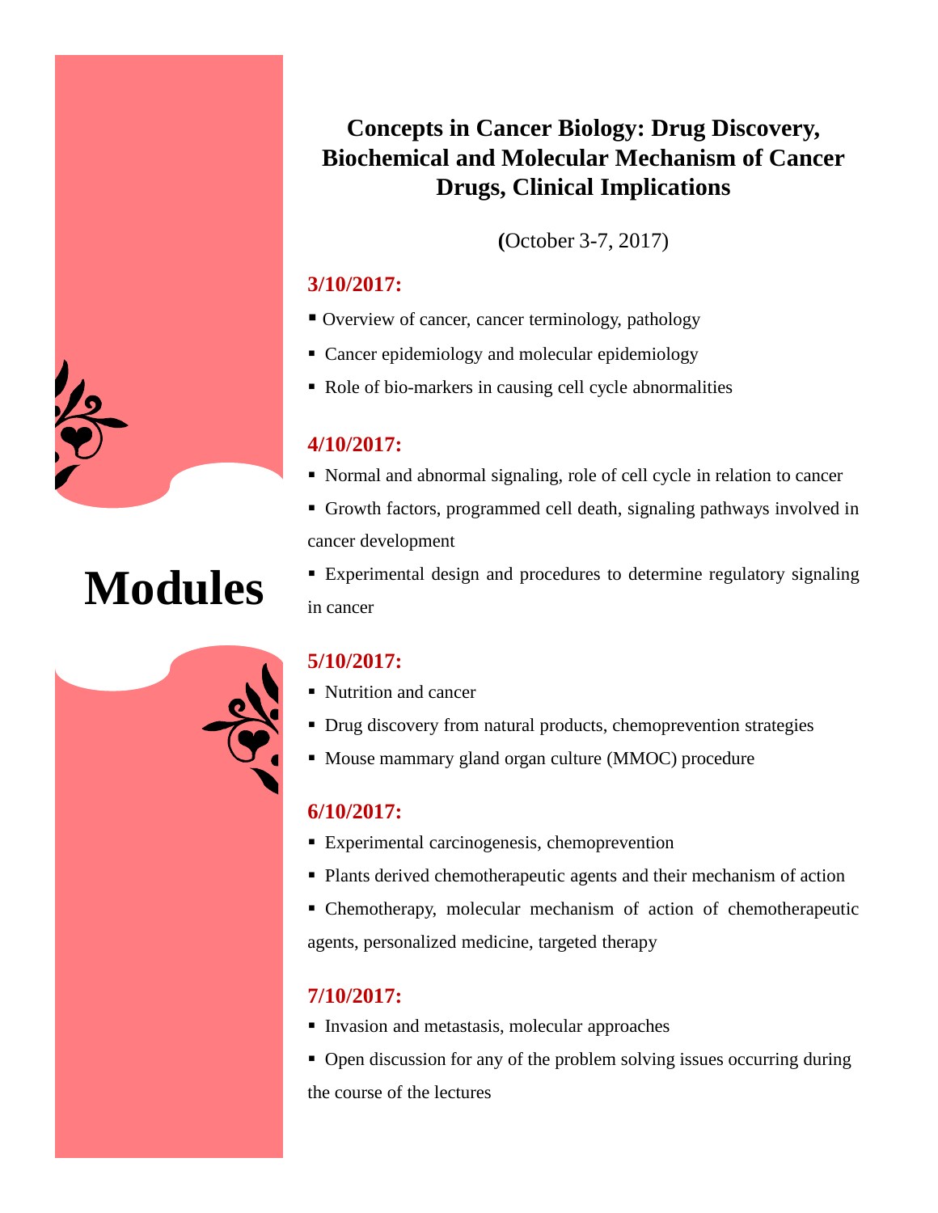# Modules

## Concepts in Cancer Biology: Drug Discovery, Biochemical and Molecular Mechanism of Cancer Drugs, Clinical Implications

(October 3-7, 2017)

### 3/10/2017:

- Overview of cancer, cancer terminology, pathology
- Cancer epidemiology and molecular epidemiology
- Role of bio-markers in causing cell cycle abnormalities

### 4/10/2017:

- Normal and abnormal signaling, role of cell cycle in relation to cancer
- Growth factors, programmed cell death, signaling pathways involved in cancer development
- Experimental design and procedures to determine regulatory signaling in cancer

### 5/10/2017:

- Nutrition and cancer
- Drug discovery from natural products, chemoprevention strategies
- Mouse mammary gland organ culture (MMOC) procedure

### 6/10/2017:

- Experimental carcinogenesis, chemoprevention
- Plants derived chemotherapeutic agents and their mechanism of action
- Chemotherapy, molecular mechanism of action of chemotherapeutic agents, personalized medicine, targeted therapy

### 7/10/2017:

- Invasion and metastasis, molecular approaches
- Open discussion for any of the problem solving issues occurring during the course of the lectures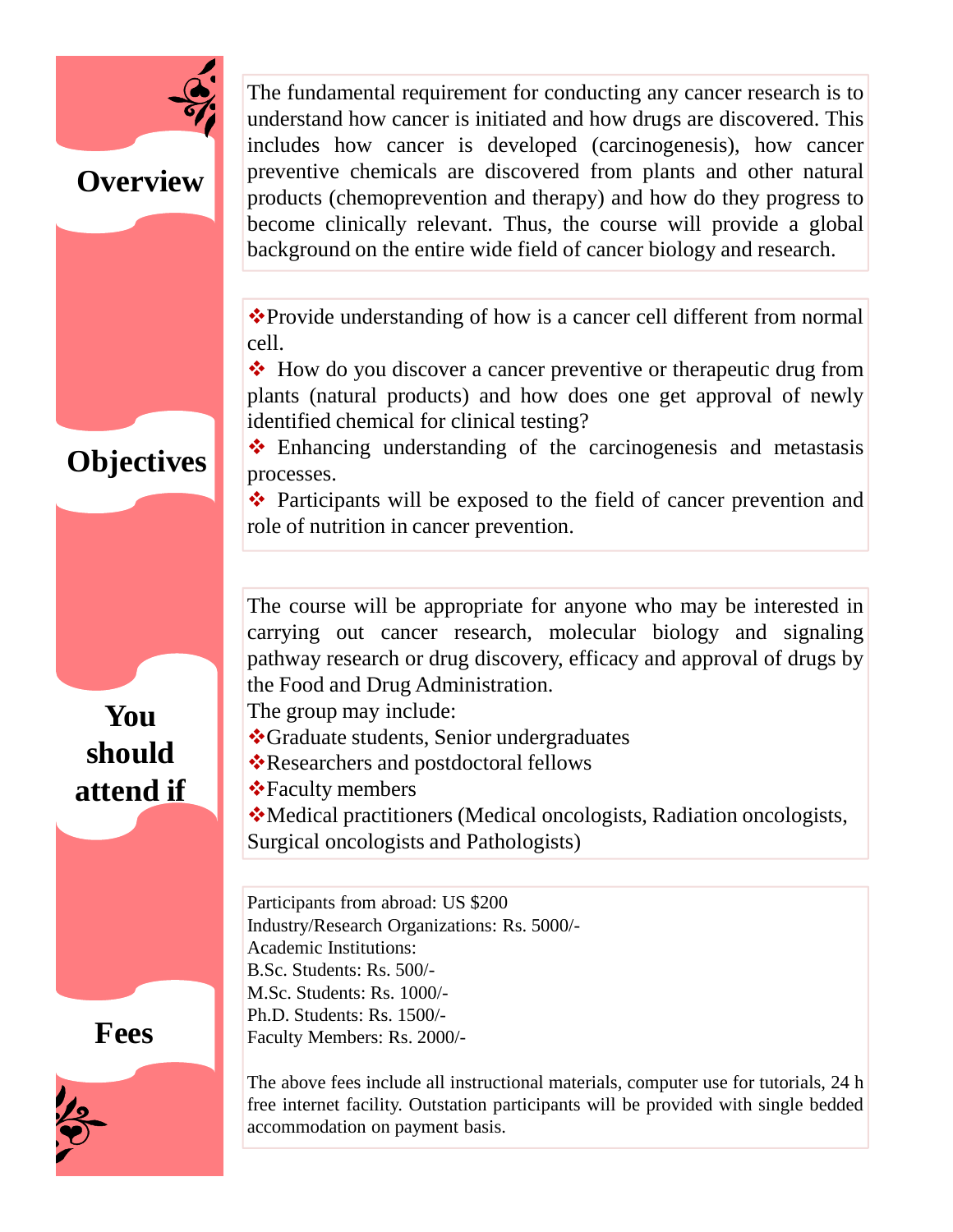## Overview

The fundamental requirement for conducting any cancer research is to understand how cancer is initiated and how drugs are discovered. This includes how cancer is developed (carcinogenesis), how cancer preventive chemicals are discovered from plants and other natural products (chemoprevention and therapy) and how do they progress to become clinically relevant. Thus, the course will provide a global background on the entire wide field of cancer biology and research.

## Objectives

- ❖Provide understanding of how is a cancer cell different from normal cell.
- ❖ How do you discover a cancer preventive or therapeutic drug from plants (natural products) and how does one get approval of newly identified chemical for clinical testing?
- ❖ Enhancing understanding of the carcinogenesis and metastasis processes.
- ❖ Participants will be exposed to the field of cancer prevention and role of nutrition in cancer prevention.

## You should attend if

The course will be appropriate for anyone who may be interested in carrying out cancer research, molecular biology and signaling pathway research or drug discovery, efficacy and approval of drugs by the Food and Drug Administration.

The group may include:

- ❖Graduate students, Senior undergraduates
- ❖Researchers and postdoctoral fellows
- ❖Faculty members
- ❖Medical practitioners (Medical oncologists, Radiation oncologists, Surgical oncologists and Pathologists)

## Fees

Participants from abroad: US $200
Industry/Research Organizations: Rs. 5000/-
Academic Institutions:
B.Sc. Students: Rs. 500/-
M.Sc. Students: Rs. 1000/-
Ph.D. Students: Rs. 1500/-
Faculty Members: Rs. 2000/-

The above fees include all instructional materials, computer use for tutorials, 24 h free internet facility. Outstation participants will be provided with single bedded accommodation on payment basis.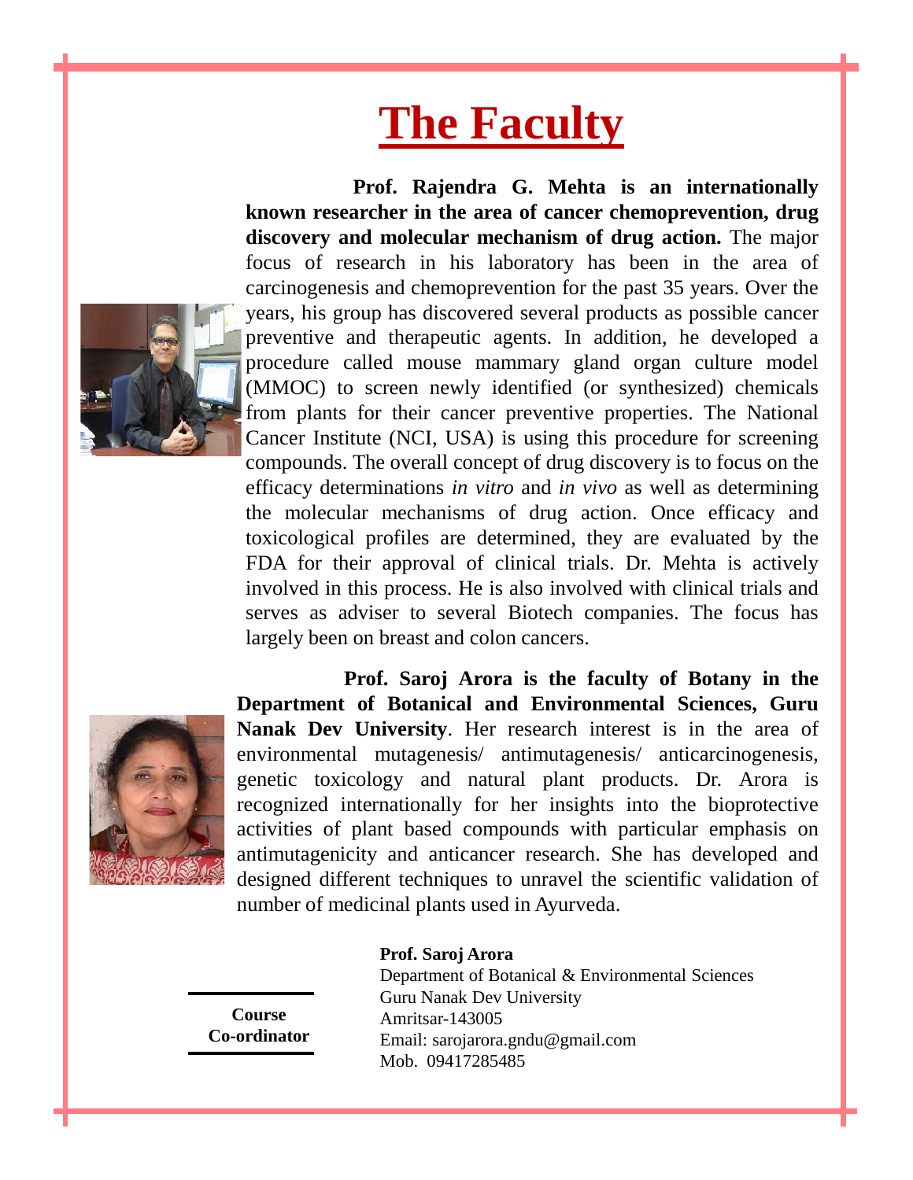# The Faculty

**Prof. Rajendra G. Mehta is an internationally known researcher in the area of cancer chemoprevention, drug discovery and molecular mechanism of drug action.** The major focus of research in his laboratory has been in the area of carcinogenesis and chemoprevention for the past 35 years. Over the years, his group has discovered several products as possible cancer preventive and therapeutic agents. In addition, he developed a procedure called mouse mammary gland organ culture model (MMOC) to screen newly identified (or synthesized) chemicals from plants for their cancer preventive properties. The National Cancer Institute (NCI, USA) is using this procedure for screening compounds. The overall concept of drug discovery is to focus on the efficacy determinations *in vitro* and *in vivo* as well as determining the molecular mechanisms of drug action. Once efficacy and toxicological profiles are determined, they are evaluated by the FDA for their approval of clinical trials. Dr. Mehta is actively involved in this process. He is also involved with clinical trials and serves as adviser to several Biotech companies. The focus has largely been on breast and colon cancers.

**Prof. Saroj Arora is the faculty of Botany in the Department of Botanical and Environmental Sciences, Guru Nanak Dev University**. Her research interest is in the area of environmental mutagenesis/ antimutagenesis/ anticarcinogenesis, genetic toxicology and natural plant products. Dr. Arora is recognized internationally for her insights into the bioprotective activities of plant based compounds with particular emphasis on antimutagenicity and anticancer research. She has developed and designed different techniques to unravel the scientific validation of number of medicinal plants used in Ayurveda.

**Course Co-ordinator**

**Prof. Saroj Arora**
Department of Botanical & Environmental Sciences
Guru Nanak Dev University
Amritsar-143005
Email: sarojarora.gndu@gmail.com
Mob. 09417285485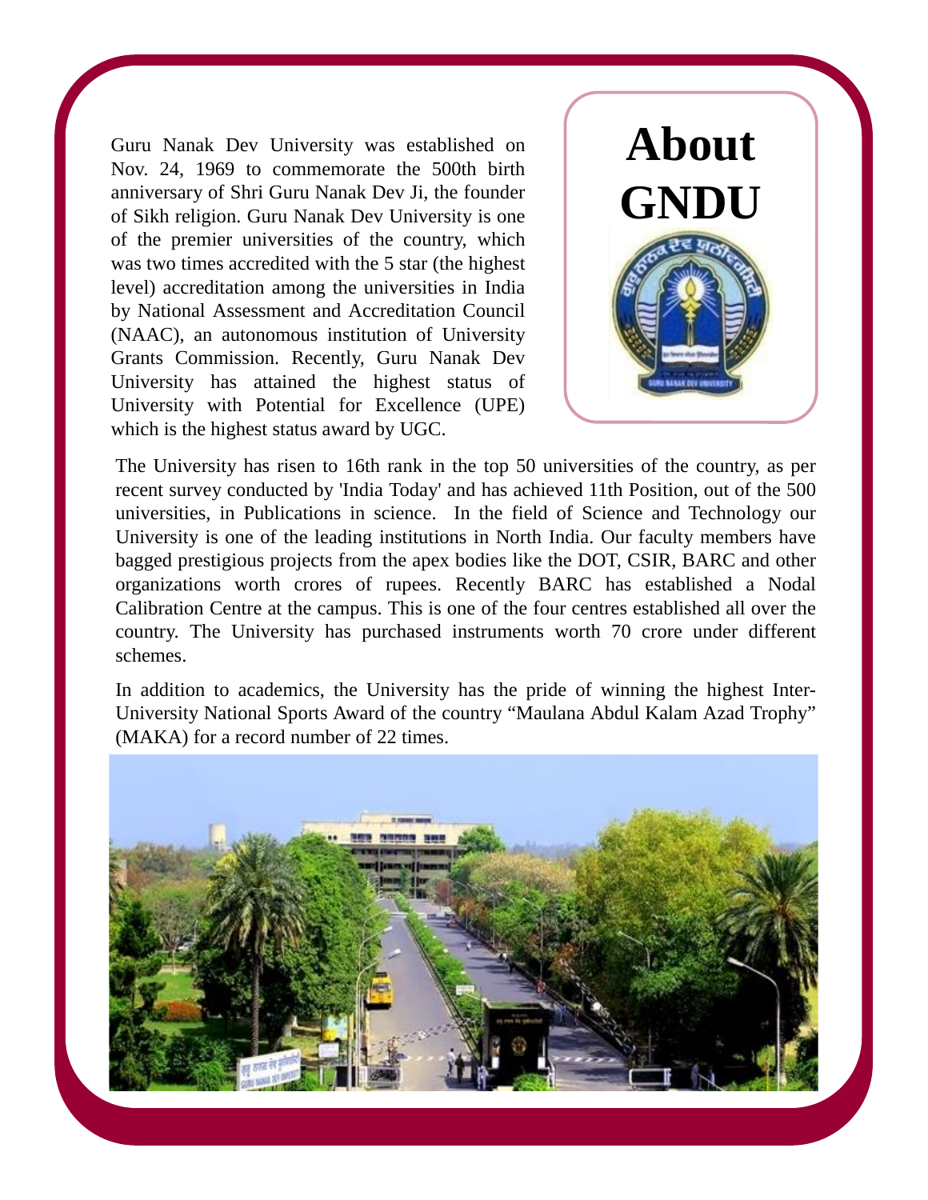# About GNDU

Guru Nanak Dev University was established on Nov. 24, 1969 to commemorate the 500th birth anniversary of Shri Guru Nanak Dev Ji, the founder of Sikh religion. Guru Nanak Dev University is one of the premier universities of the country, which was two times accredited with the 5 star (the highest level) accreditation among the universities in India by National Assessment and Accreditation Council (NAAC), an autonomous institution of University Grants Commission. Recently, Guru Nanak Dev University has attained the highest status of University with Potential for Excellence (UPE) which is the highest status award by UGC.

The University has risen to 16th rank in the top 50 universities of the country, as per recent survey conducted by 'India Today' and has achieved 11th Position, out of the 500 universities, in Publications in science. In the field of Science and Technology our University is one of the leading institutions in North India. Our faculty members have bagged prestigious projects from the apex bodies like the DOT, CSIR, BARC and other organizations worth crores of rupees. Recently BARC has established a Nodal Calibration Centre at the campus. This is one of the four centres established all over the country. The University has purchased instruments worth 70 crore under different schemes.

In addition to academics, the University has the pride of winning the highest Inter-University National Sports Award of the country "Maulana Abdul Kalam Azad Trophy" (MAKA) for a record number of 22 times.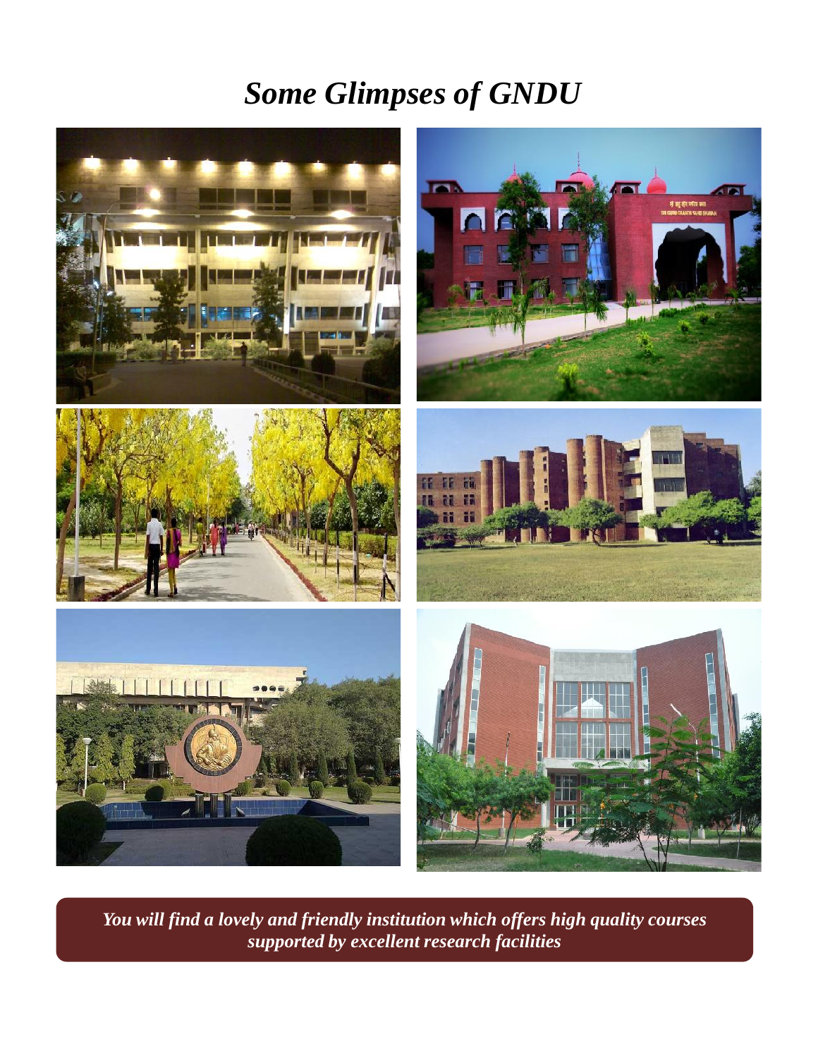# *Some Glimpses of GNDU*

***You will find a lovely and friendly institution which offers high quality courses supported by excellent research facilities***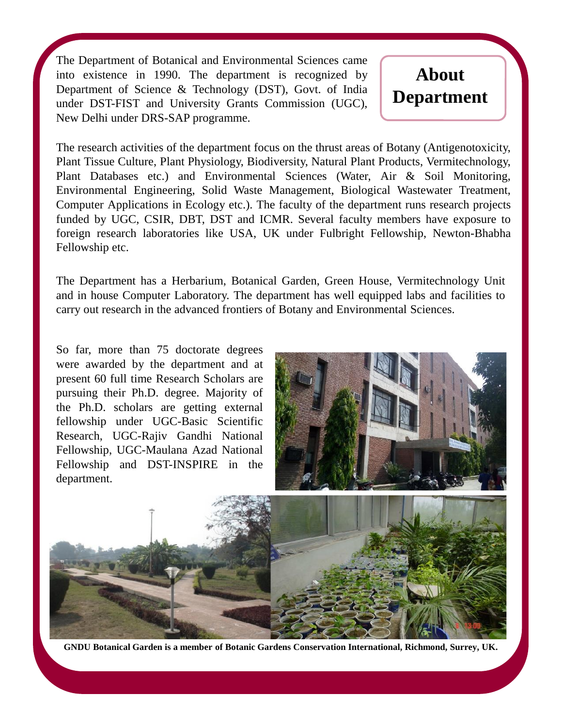# About Department

The Department of Botanical and Environmental Sciences came into existence in 1990. The department is recognized by Department of Science & Technology (DST), Govt. of India under DST-FIST and University Grants Commission (UGC), New Delhi under DRS-SAP programme.

The research activities of the department focus on the thrust areas of Botany (Antigenotoxicity, Plant Tissue Culture, Plant Physiology, Biodiversity, Natural Plant Products, Vermitechnology, Plant Databases etc.) and Environmental Sciences (Water, Air & Soil Monitoring, Environmental Engineering, Solid Waste Management, Biological Wastewater Treatment, Computer Applications in Ecology etc.). The faculty of the department runs research projects funded by UGC, CSIR, DBT, DST and ICMR. Several faculty members have exposure to foreign research laboratories like USA, UK under Fulbright Fellowship, Newton-Bhabha Fellowship etc.

The Department has a Herbarium, Botanical Garden, Green House, Vermitechnology Unit and in house Computer Laboratory. The department has well equipped labs and facilities to carry out research in the advanced frontiers of Botany and Environmental Sciences.

So far, more than 75 doctorate degrees were awarded by the department and at present 60 full time Research Scholars are pursuing their Ph.D. degree. Majority of the Ph.D. scholars are getting external fellowship under UGC-Basic Scientific Research, UGC-Rajiv Gandhi National Fellowship, UGC-Maulana Azad National Fellowship and DST-INSPIRE in the department.

**GNDU Botanical Garden is a member of Botanic Gardens Conservation International, Richmond, Surrey, UK.**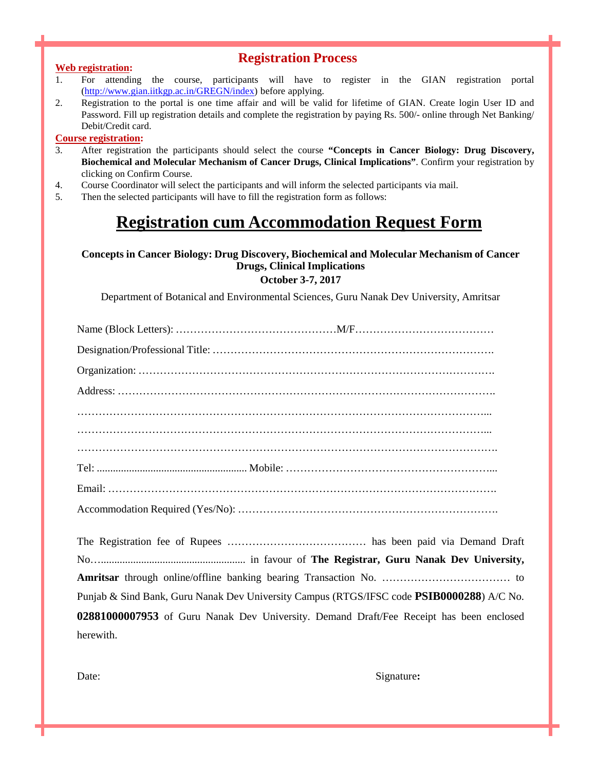## Registration Process

**Web registration:**

1. For attending the course, participants will have to register in the GIAN registration portal (http://www.gian.iitkgp.ac.in/GREGN/index) before applying.
2. Registration to the portal is one time affair and will be valid for lifetime of GIAN. Create login User ID and Password. Fill up registration details and complete the registration by paying Rs. 500/- online through Net Banking/ Debit/Credit card.

**Course registration:**

3. After registration the participants should select the course **"Concepts in Cancer Biology: Drug Discovery, Biochemical and Molecular Mechanism of Cancer Drugs, Clinical Implications"**. Confirm your registration by clicking on Confirm Course.
4. Course Coordinator will select the participants and will inform the selected participants via mail.
5. Then the selected participants will have to fill the registration form as follows:

# Registration cum Accommodation Request Form

**Concepts in Cancer Biology: Drug Discovery, Biochemical and Molecular Mechanism of Cancer Drugs, Clinical Implications**

**October 3-7, 2017**

Department of Botanical and Environmental Sciences, Guru Nanak Dev University, Amritsar

Name (Block Letters): ………………………………………M/F…………………………………

Designation/Professional Title: ………………………………………………………………….

Organization: …………………………………………………………………………………….

Address: ………………………………………………………………………………………….

…………………………………………………………………………………………………...

…………………………………………………………………………………………………...

………………………………………………………………………………………………….

Tel: ........................................................ Mobile: ………………………………………………...

Email: …………………………………………………………………………………………….

Accommodation Required (Yes/No): …………………………………………………………….

The Registration fee of Rupees ………………………………… has been paid via Demand Draft No….................................................... in favour of **The Registrar, Guru Nanak Dev University, Amritsar** through online/offline banking bearing Transaction No. ……………………………… to Punjab & Sind Bank, Guru Nanak Dev University Campus (RTGS/IFSC code **PSIB0000288**) A/C No. **02881000007953** of Guru Nanak Dev University. Demand Draft/Fee Receipt has been enclosed herewith.

Date: Signature**:**